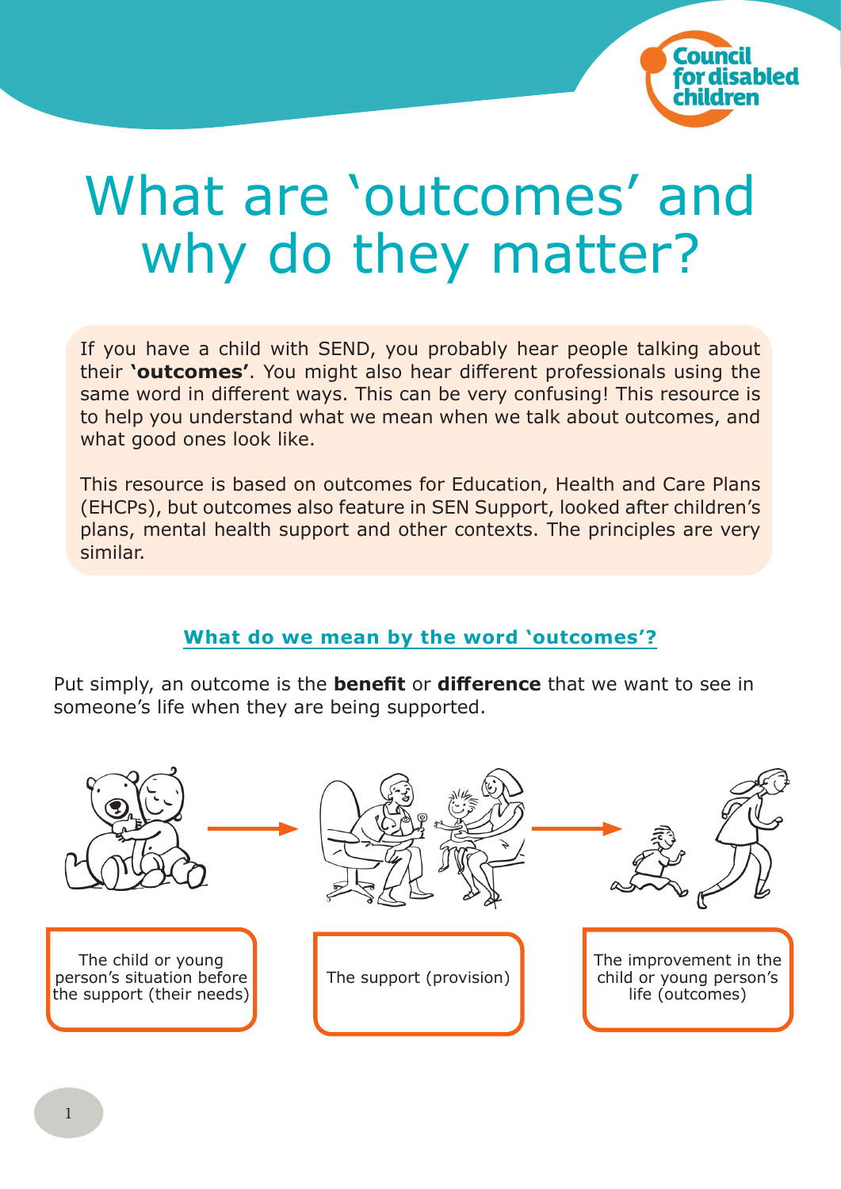# What are 'outcomes' and why do they matter?

If you have a child with SEND, you probably hear people talking about their **'outcomes'**. You might also hear different professionals using the same word in different ways. This can be very confusing! This resource is to help you understand what we mean when we talk about outcomes, and what good ones look like.

This resource is based on outcomes for Education, Health and Care Plans (EHCPs), but outcomes also feature in SEN Support, looked after children's plans, mental health support and other contexts. The principles are very similar.

## What do we mean by the word 'outcomes'?

Put simply, an outcome is the **benefit** or **difference** that we want to see in someone's life when they are being supported.

The child or young person's situation before the support (their needs) → The support (provision) → The improvement in the child or young person's life (outcomes)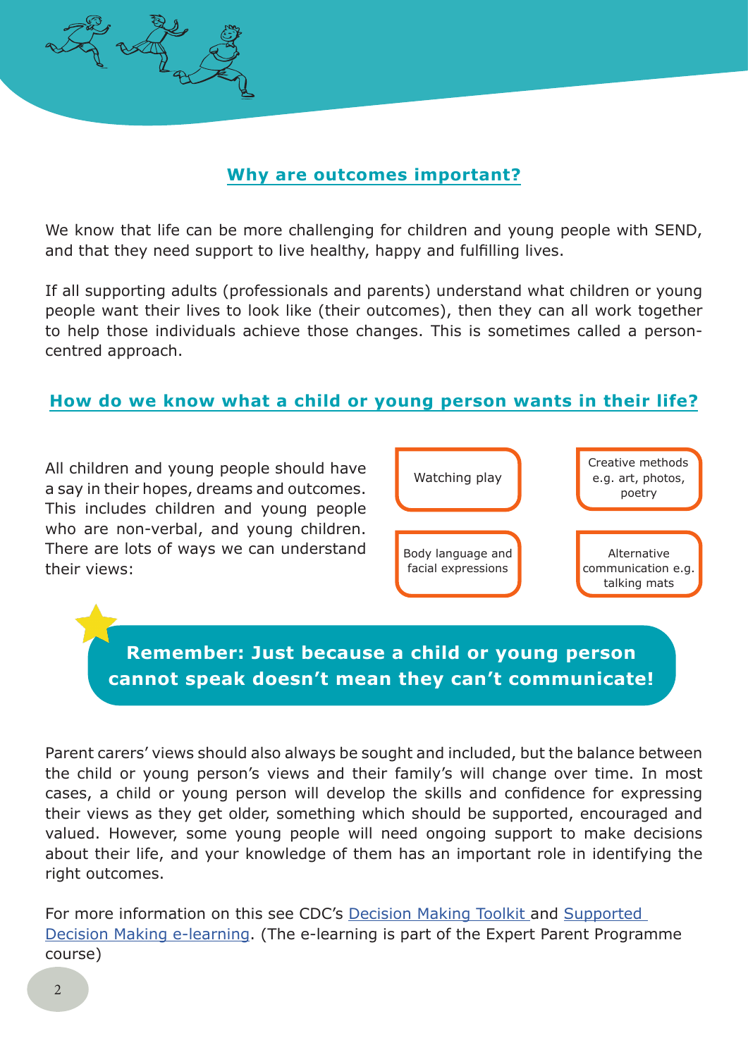## Why are outcomes important?

We know that life can be more challenging for children and young people with SEND, and that they need support to live healthy, happy and fulfilling lives.

If all supporting adults (professionals and parents) understand what children or young people want their lives to look like (their outcomes), then they can all work together to help those individuals achieve those changes. This is sometimes called a person-centred approach.

## How do we know what a child or young person wants in their life?

All children and young people should have a say in their hopes, dreams and outcomes. This includes children and young people who are non-verbal, and young children. There are lots of ways we can understand their views:

- Watching play
- Creative methods e.g. art, photos, poetry
- Body language and facial expressions
- Alternative communication e.g. talking mats

**Remember: Just because a child or young person cannot speak doesn't mean they can't communicate!**

Parent carers' views should also always be sought and included, but the balance between the child or young person's views and their family's will change over time. In most cases, a child or young person will develop the skills and confidence for expressing their views as they get older, something which should be supported, encouraged and valued. However, some young people will need ongoing support to make decisions about their life, and your knowledge of them has an important role in identifying the right outcomes.

For more information on this see CDC's Decision Making Toolkit and Supported Decision Making e-learning. (The e-learning is part of the Expert Parent Programme course)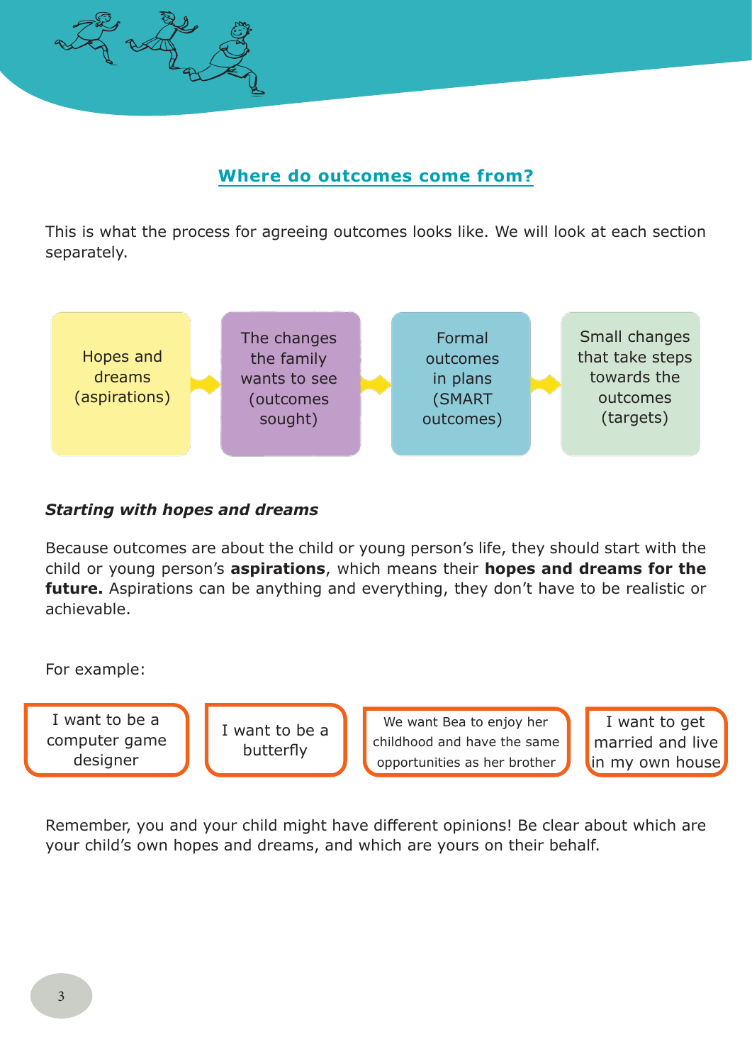## Where do outcomes come from?

This is what the process for agreeing outcomes looks like. We will look at each section separately.

Hopes and dreams (aspirations) → The changes the family wants to see (outcomes sought) → Formal outcomes in plans (SMART outcomes) → Small changes that take steps towards the outcomes (targets)

***Starting with hopes and dreams***

Because outcomes are about the child or young person's life, they should start with the child or young person's **aspirations**, which means their **hopes and dreams for the future.** Aspirations can be anything and everything, they don't have to be realistic or achievable.

For example:

- I want to be a computer game designer
- I want to be a butterfly
- We want Bea to enjoy her childhood and have the same opportunities as her brother
- I want to get married and live in my own house

Remember, you and your child might have different opinions! Be clear about which are your child's own hopes and dreams, and which are yours on their behalf.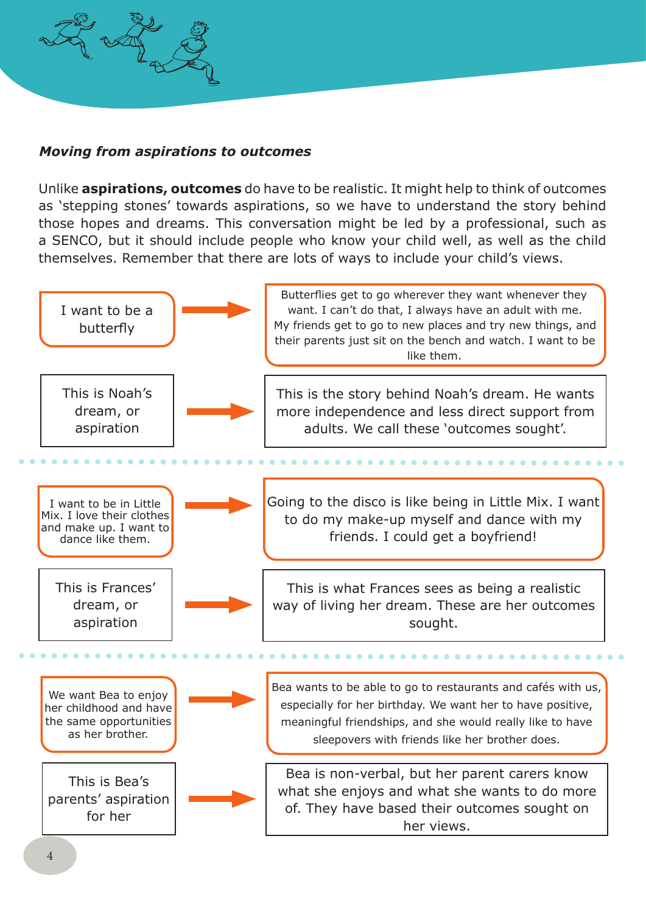***Moving from aspirations to outcomes***

Unlike **aspirations, outcomes** do have to be realistic. It might help to think of outcomes as 'stepping stones' towards aspirations, so we have to understand the story behind those hopes and dreams. This conversation might be led by a professional, such as a SENCO, but it should include people who know your child well, as well as the child themselves. Remember that there are lots of ways to include your child's views.

I want to be a butterfly → Butterflies get to go wherever they want whenever they want. I can't do that, I always have an adult with me. My friends get to go to new places and try new things, and their parents just sit on the bench and watch. I want to be like them.

This is Noah's dream, or aspiration → This is the story behind Noah's dream. He wants more independence and less direct support from adults. We call these 'outcomes sought'.

---

I want to be in Little Mix. I love their clothes and make up. I want to dance like them. → Going to the disco is like being in Little Mix. I want to do my make-up myself and dance with my friends. I could get a boyfriend!

This is Frances' dream, or aspiration → This is what Frances sees as being a realistic way of living her dream. These are her outcomes sought.

---

We want Bea to enjoy her childhood and have the same opportunities as her brother. → Bea wants to be able to go to restaurants and cafés with us, especially for her birthday. We want her to have positive, meaningful friendships, and she would really like to have sleepovers with friends like her brother does.

This is Bea's parents' aspiration for her → Bea is non-verbal, but her parent carers know what she enjoys and what she wants to do more of. They have based their outcomes sought on her views.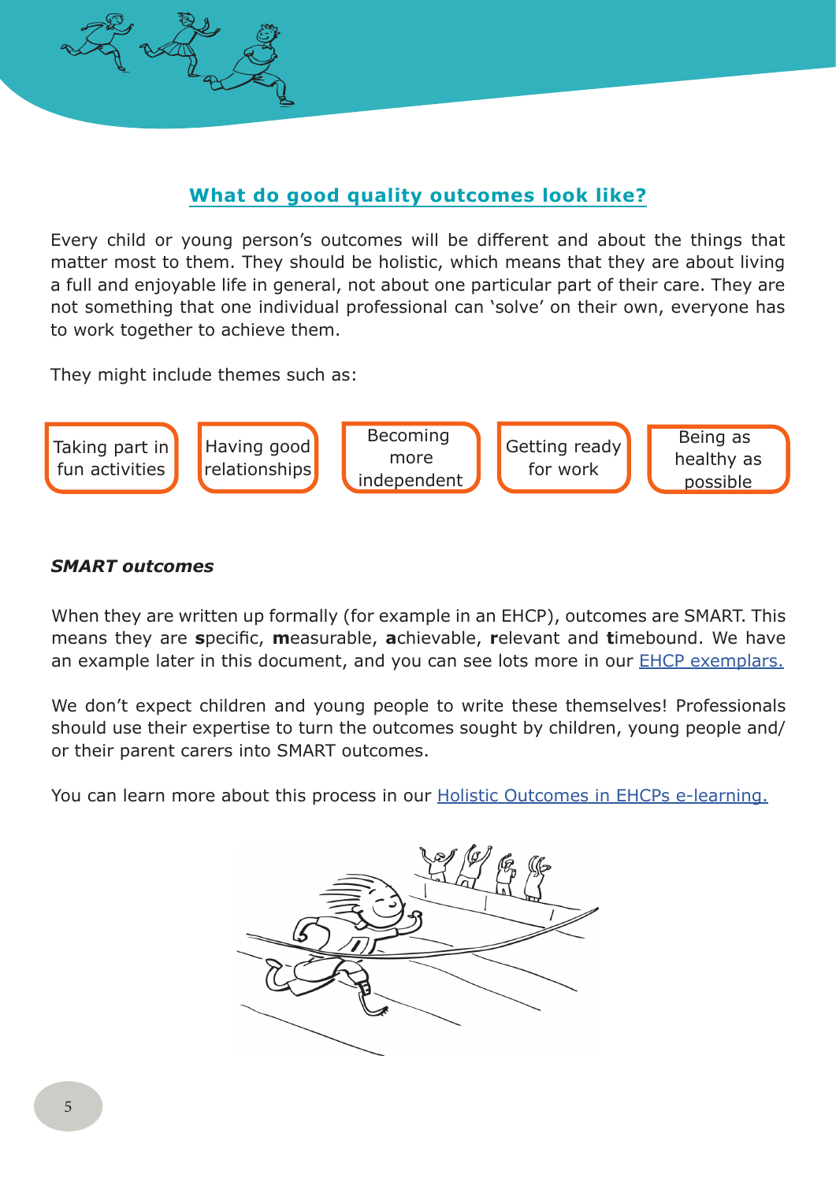## What do good quality outcomes look like?

Every child or young person's outcomes will be different and about the things that matter most to them. They should be holistic, which means that they are about living a full and enjoyable life in general, not about one particular part of their care. They are not something that one individual professional can 'solve' on their own, everyone has to work together to achieve them.

They might include themes such as:

- Taking part in fun activities
- Having good relationships
- Becoming more independent
- Getting ready for work
- Being as healthy as possible

***SMART outcomes***

When they are written up formally (for example in an EHCP), outcomes are SMART. This means they are **s**pecific, **m**easurable, **a**chievable, **r**elevant and **t**imebound. We have an example later in this document, and you can see lots more in our EHCP exemplars.

We don't expect children and young people to write these themselves! Professionals should use their expertise to turn the outcomes sought by children, young people and/or their parent carers into SMART outcomes.

You can learn more about this process in our Holistic Outcomes in EHCPs e-learning.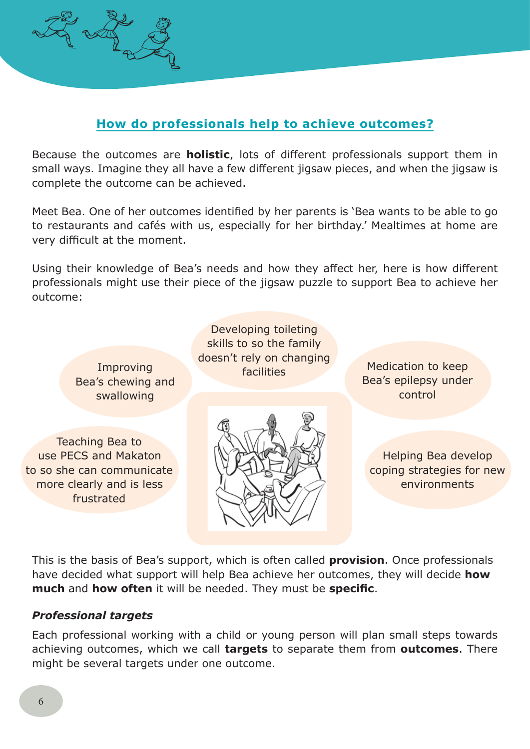## How do professionals help to achieve outcomes?

Because the outcomes are **holistic**, lots of different professionals support them in small ways. Imagine they all have a few different jigsaw pieces, and when the jigsaw is complete the outcome can be achieved.

Meet Bea. One of her outcomes identified by her parents is 'Bea wants to be able to go to restaurants and cafés with us, especially for her birthday.' Mealtimes at home are very difficult at the moment.

Using their knowledge of Bea's needs and how they affect her, here is how different professionals might use their piece of the jigsaw puzzle to support Bea to achieve her outcome:

- Developing toileting skills to so the family doesn't rely on changing facilities
- Improving Bea's chewing and swallowing
- Medication to keep Bea's epilepsy under control
- Teaching Bea to use PECS and Makaton to so she can communicate more clearly and is less frustrated
- Helping Bea develop coping strategies for new environments

This is the basis of Bea's support, which is often called **provision**. Once professionals have decided what support will help Bea achieve her outcomes, they will decide **how much** and **how often** it will be needed. They must be **specific**.

### *Professional targets*

Each professional working with a child or young person will plan small steps towards achieving outcomes, which we call **targets** to separate them from **outcomes**. There might be several targets under one outcome.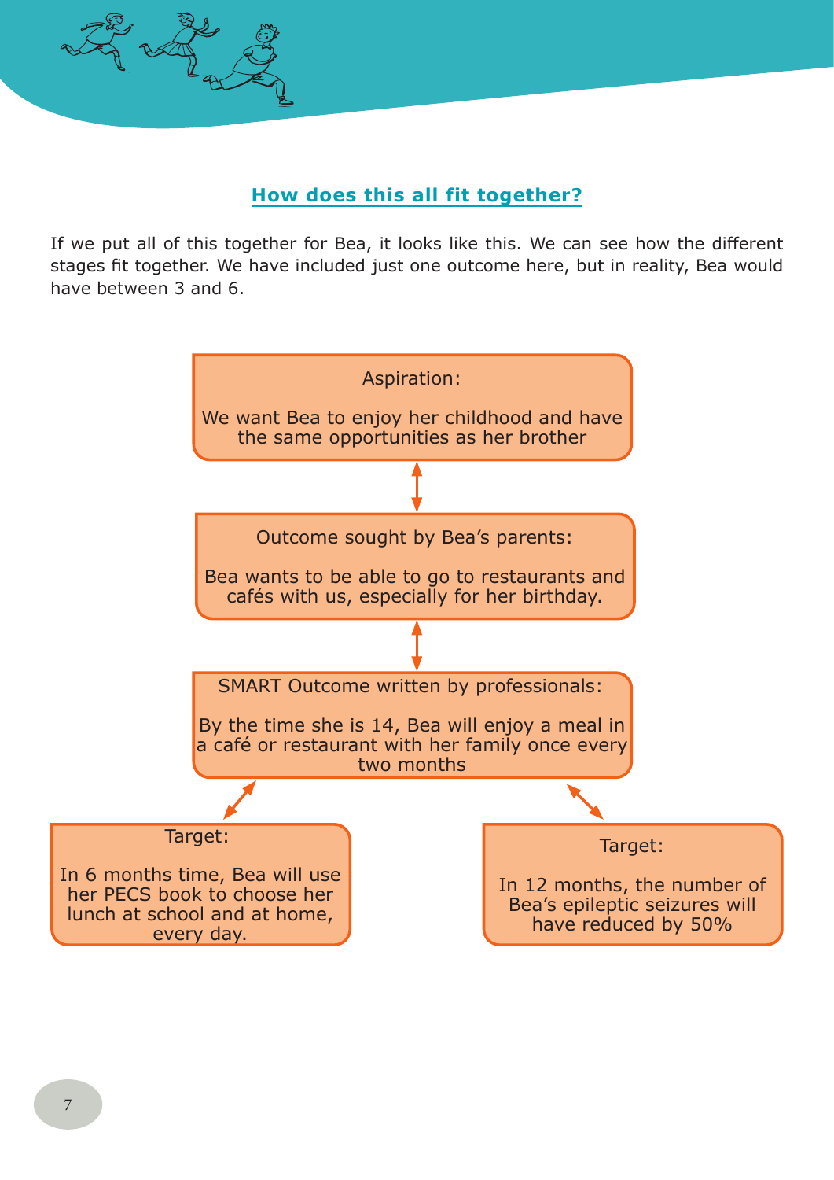## How does this all fit together?

If we put all of this together for Bea, it looks like this. We can see how the different stages fit together. We have included just one outcome here, but in reality, Bea would have between 3 and 6.

**Aspiration:**

We want Bea to enjoy her childhood and have the same opportunities as her brother

↕

**Outcome sought by Bea's parents:**

Bea wants to be able to go to restaurants and cafés with us, especially for her birthday.

↕

**SMART Outcome written by professionals:**

By the time she is 14, Bea will enjoy a meal in a café or restaurant with her family once every two months

↕

**Target:**

In 6 months time, Bea will use her PECS book to choose her lunch at school and at home, every day.

**Target:**

In 12 months, the number of Bea's epileptic seizures will have reduced by 50%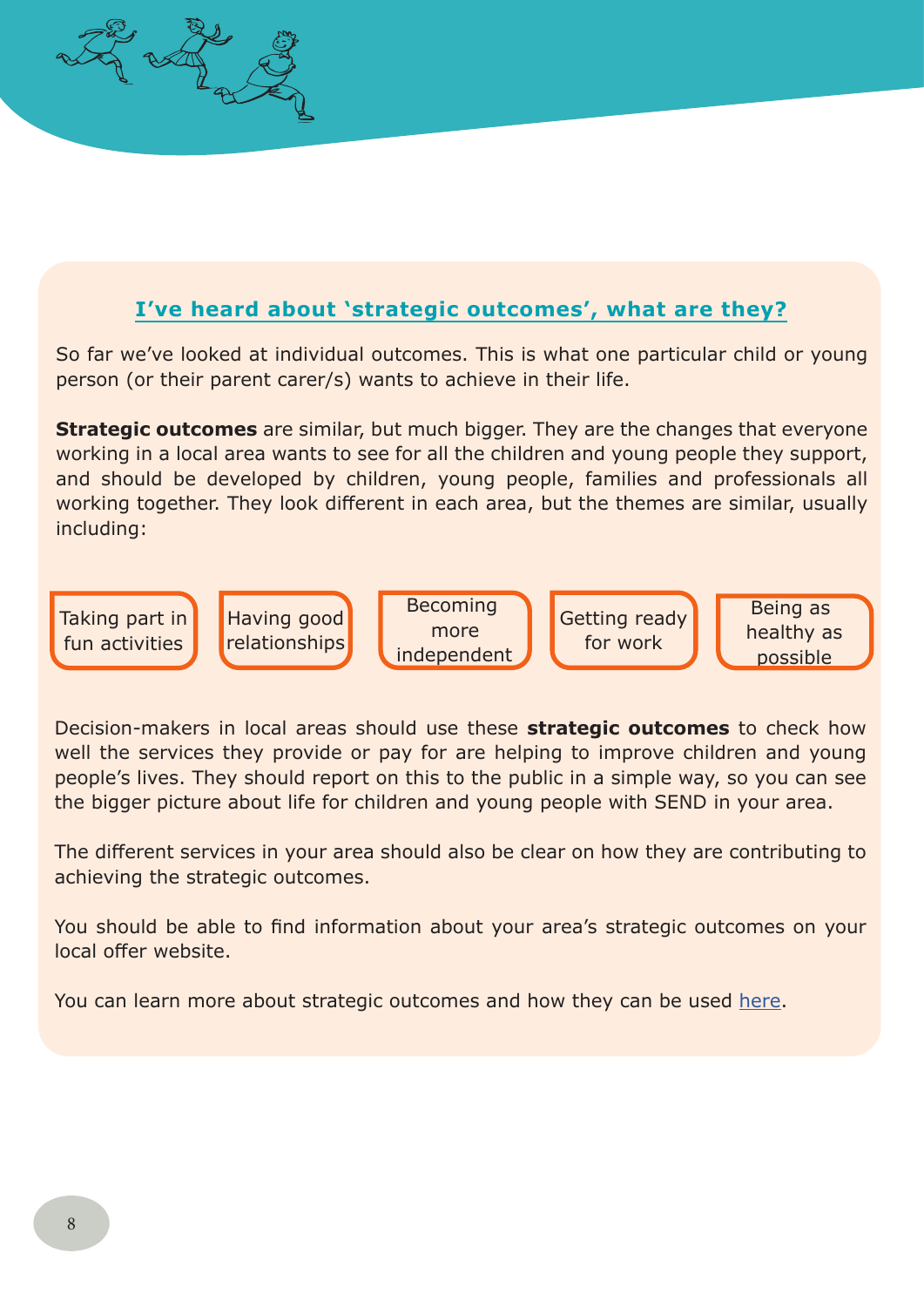## I've heard about 'strategic outcomes', what are they?

So far we've looked at individual outcomes. This is what one particular child or young person (or their parent carer/s) wants to achieve in their life.

**Strategic outcomes** are similar, but much bigger. They are the changes that everyone working in a local area wants to see for all the children and young people they support, and should be developed by children, young people, families and professionals all working together. They look different in each area, but the themes are similar, usually including:

- Taking part in fun activities
- Having good relationships
- Becoming more independent
- Getting ready for work
- Being as healthy as possible

Decision-makers in local areas should use these **strategic outcomes** to check how well the services they provide or pay for are helping to improve children and young people's lives. They should report on this to the public in a simple way, so you can see the bigger picture about life for children and young people with SEND in your area.

The different services in your area should also be clear on how they are contributing to achieving the strategic outcomes.

You should be able to find information about your area's strategic outcomes on your local offer website.

You can learn more about strategic outcomes and how they can be used here.